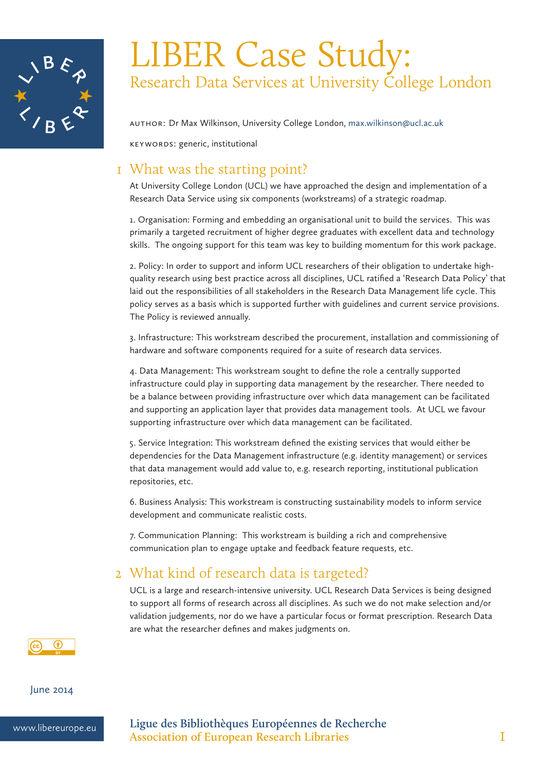# LIBER Case Study:

## Research Data Services at University College London

AUTHOR: Dr Max Wilkinson, University College London, max.wilkinson@ucl.ac.uk

KEYWORDS: generic, institutional

## 1 What was the starting point?

At University College London (UCL) we have approached the design and implementation of a Research Data Service using six components (workstreams) of a strategic roadmap.

1. Organisation: Forming and embedding an organisational unit to build the services. This was primarily a targeted recruitment of higher degree graduates with excellent data and technology skills. The ongoing support for this team was key to building momentum for this work package.

2. Policy: In order to support and inform UCL researchers of their obligation to undertake high-quality research using best practice across all disciplines, UCL ratified a 'Research Data Policy' that laid out the responsibilities of all stakeholders in the Research Data Management life cycle. This policy serves as a basis which is supported further with guidelines and current service provisions. The Policy is reviewed annually.

3. Infrastructure: This workstream described the procurement, installation and commissioning of hardware and software components required for a suite of research data services.

4. Data Management: This workstream sought to define the role a centrally supported infrastructure could play in supporting data management by the researcher. There needed to be a balance between providing infrastructure over which data management can be facilitated and supporting an application layer that provides data management tools. At UCL we favour supporting infrastructure over which data management can be facilitated.

5. Service Integration: This workstream defined the existing services that would either be dependencies for the Data Management infrastructure (e.g. identity management) or services that data management would add value to, e.g. research reporting, institutional publication repositories, etc.

6. Business Analysis: This workstream is constructing sustainability models to inform service development and communicate realistic costs.

7. Communication Planning: This workstream is building a rich and comprehensive communication plan to engage uptake and feedback feature requests, etc.

## 2 What kind of research data is targeted?

UCL is a large and research-intensive university. UCL Research Data Services is being designed to support all forms of research across all disciplines. As such we do not make selection and/or validation judgements, nor do we have a particular focus or format prescription. Research Data are what the researcher defines and makes judgments on.

June 2014

www.libereurope.eu

Ligue des Bibliothèques Européennes de Recherche
Association of European Research Libraries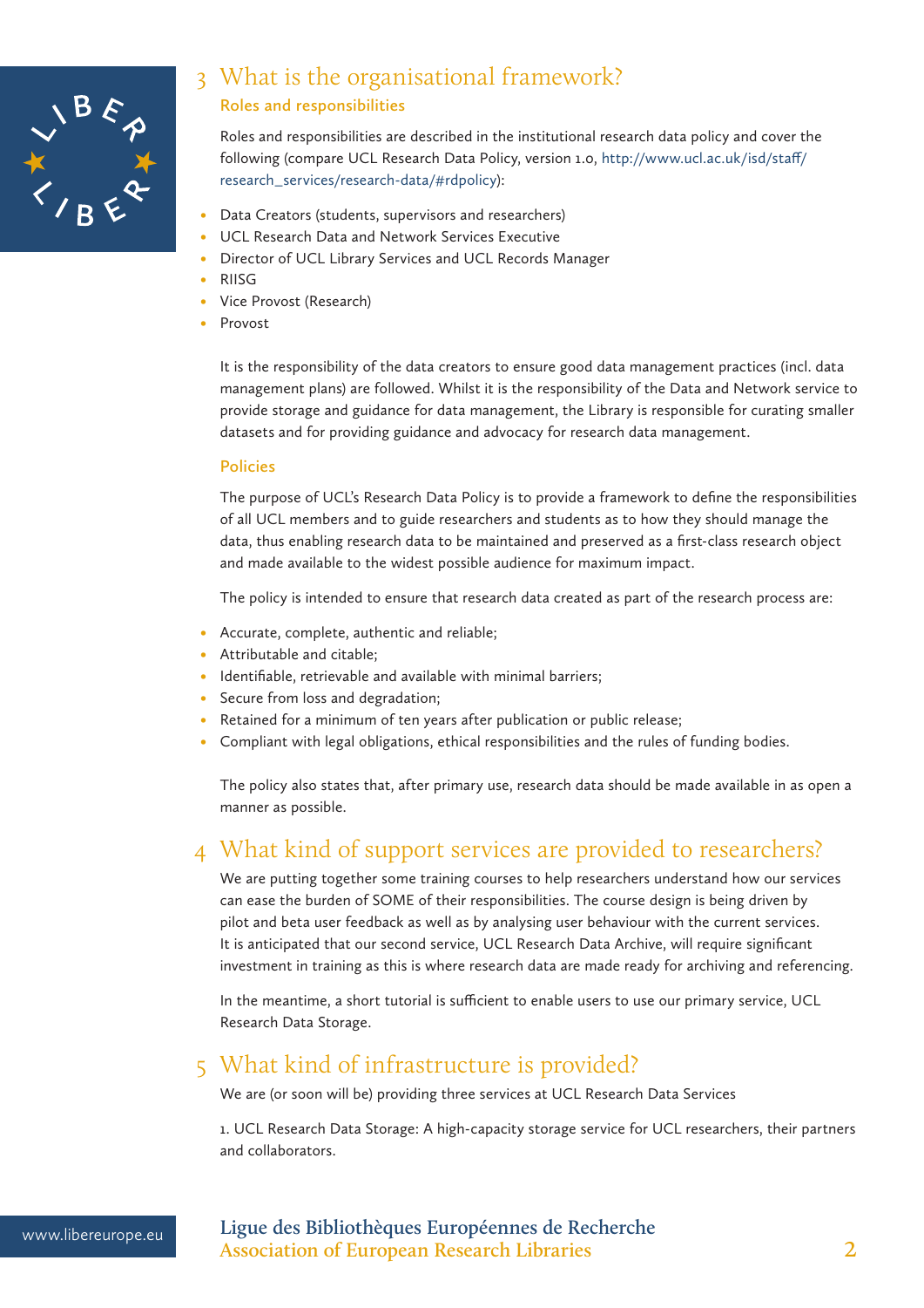## 3 What is the organisational framework?

### Roles and responsibilities

Roles and responsibilities are described in the institutional research data policy and cover the following (compare UCL Research Data Policy, version 1.0, http://www.ucl.ac.uk/isd/staff/research_services/research-data/#rdpolicy):

- Data Creators (students, supervisors and researchers)
- UCL Research Data and Network Services Executive
- Director of UCL Library Services and UCL Records Manager
- RIISG
- Vice Provost (Research)
- Provost

It is the responsibility of the data creators to ensure good data management practices (incl. data management plans) are followed. Whilst it is the responsibility of the Data and Network service to provide storage and guidance for data management, the Library is responsible for curating smaller datasets and for providing guidance and advocacy for research data management.

### Policies

The purpose of UCL's Research Data Policy is to provide a framework to define the responsibilities of all UCL members and to guide researchers and students as to how they should manage the data, thus enabling research data to be maintained and preserved as a first-class research object and made available to the widest possible audience for maximum impact.

The policy is intended to ensure that research data created as part of the research process are:

- Accurate, complete, authentic and reliable;
- Attributable and citable;
- Identifiable, retrievable and available with minimal barriers;
- Secure from loss and degradation;
- Retained for a minimum of ten years after publication or public release;
- Compliant with legal obligations, ethical responsibilities and the rules of funding bodies.

The policy also states that, after primary use, research data should be made available in as open a manner as possible.

## 4 What kind of support services are provided to researchers?

We are putting together some training courses to help researchers understand how our services can ease the burden of SOME of their responsibilities. The course design is being driven by pilot and beta user feedback as well as by analysing user behaviour with the current services. It is anticipated that our second service, UCL Research Data Archive, will require significant investment in training as this is where research data are made ready for archiving and referencing.

In the meantime, a short tutorial is sufficient to enable users to use our primary service, UCL Research Data Storage.

## 5 What kind of infrastructure is provided?

We are (or soon will be) providing three services at UCL Research Data Services

1. UCL Research Data Storage: A high-capacity storage service for UCL researchers, their partners and collaborators.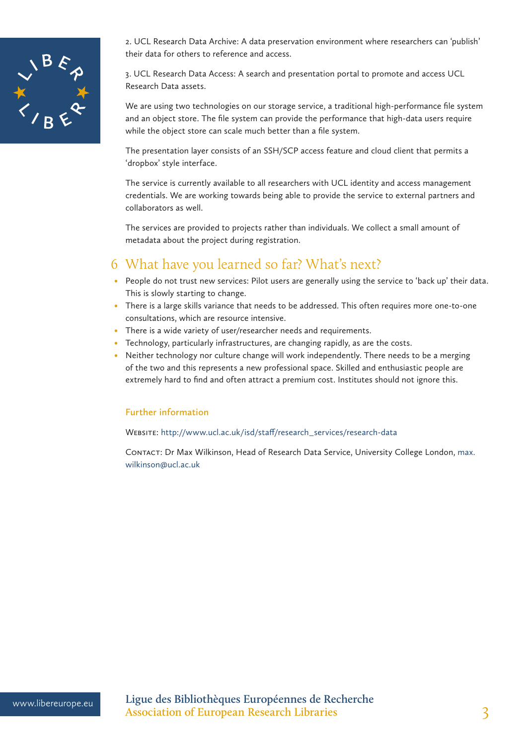2. UCL Research Data Archive: A data preservation environment where researchers can 'publish' their data for others to reference and access.

3. UCL Research Data Access: A search and presentation portal to promote and access UCL Research Data assets.

We are using two technologies on our storage service, a traditional high-performance file system and an object store. The file system can provide the performance that high-data users require while the object store can scale much better than a file system.

The presentation layer consists of an SSH/SCP access feature and cloud client that permits a 'dropbox' style interface.

The service is currently available to all researchers with UCL identity and access management credentials. We are working towards being able to provide the service to external partners and collaborators as well.

The services are provided to projects rather than individuals. We collect a small amount of metadata about the project during registration.

## 6 What have you learned so far? What's next?

- People do not trust new services: Pilot users are generally using the service to 'back up' their data. This is slowly starting to change.
- There is a large skills variance that needs to be addressed. This often requires more one-to-one consultations, which are resource intensive.
- There is a wide variety of user/researcher needs and requirements.
- Technology, particularly infrastructures, are changing rapidly, as are the costs.
- Neither technology nor culture change will work independently. There needs to be a merging of the two and this represents a new professional space. Skilled and enthusiastic people are extremely hard to find and often attract a premium cost. Institutes should not ignore this.

### Further information

Website: http://www.ucl.ac.uk/isd/staff/research_services/research-data

Contact: Dr Max Wilkinson, Head of Research Data Service, University College London, max.wilkinson@ucl.ac.uk